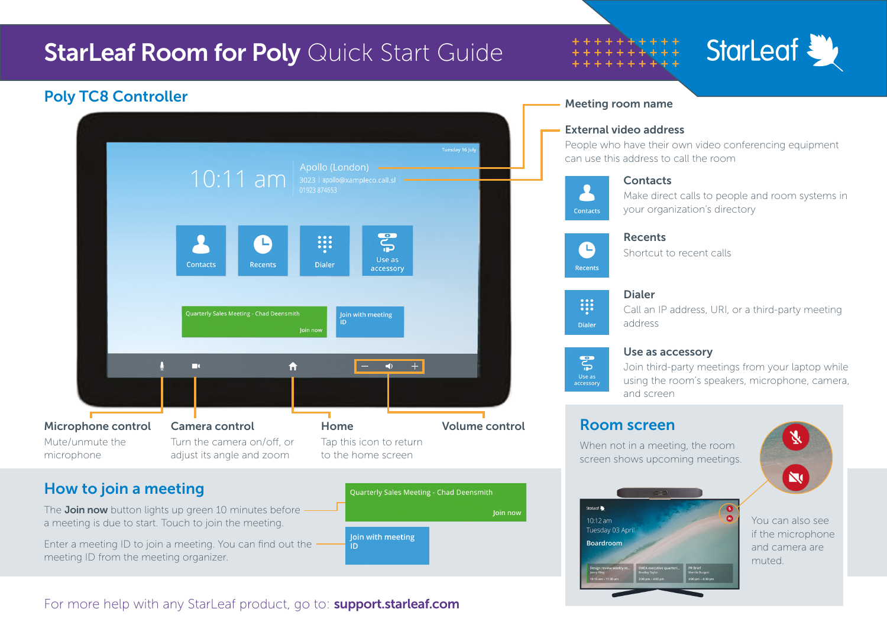# StarLeaf Room for Poly Quick Start Guide

StarLeaf

## Poly TC8 Controller

**Meeting room name**

**External video address**

People who have their own video conferencing equipment can use this address to call the room

**Contacts**

Make direct calls to people and room systems in your organization's directory

**Recents**

Shortcut to recent calls

**Dialer**

Call an IP address, URI, or a third-party meeting address

**Use as accessory**

Join third-party meetings from your laptop while using the room's speakers, microphone, camera, and screen

**Microphone control**

Mute/unmute the microphone

**Camera control**

Turn the camera on/off, or adjust its angle and zoom

**Home**

Tap this icon to return to the home screen

**Volume control**

## Room screen

When not in a meeting, the room screen shows upcoming meetings.

You can also see if the microphone and camera are muted.

## How to join a meeting

The **Join now** button lights up green 10 minutes before a meeting is due to start. Touch to join the meeting.

Enter a meeting ID to join a meeting. You can find out the meeting ID from the meeting organizer.

For more help with any StarLeaf product, go to: **support.starleaf.com**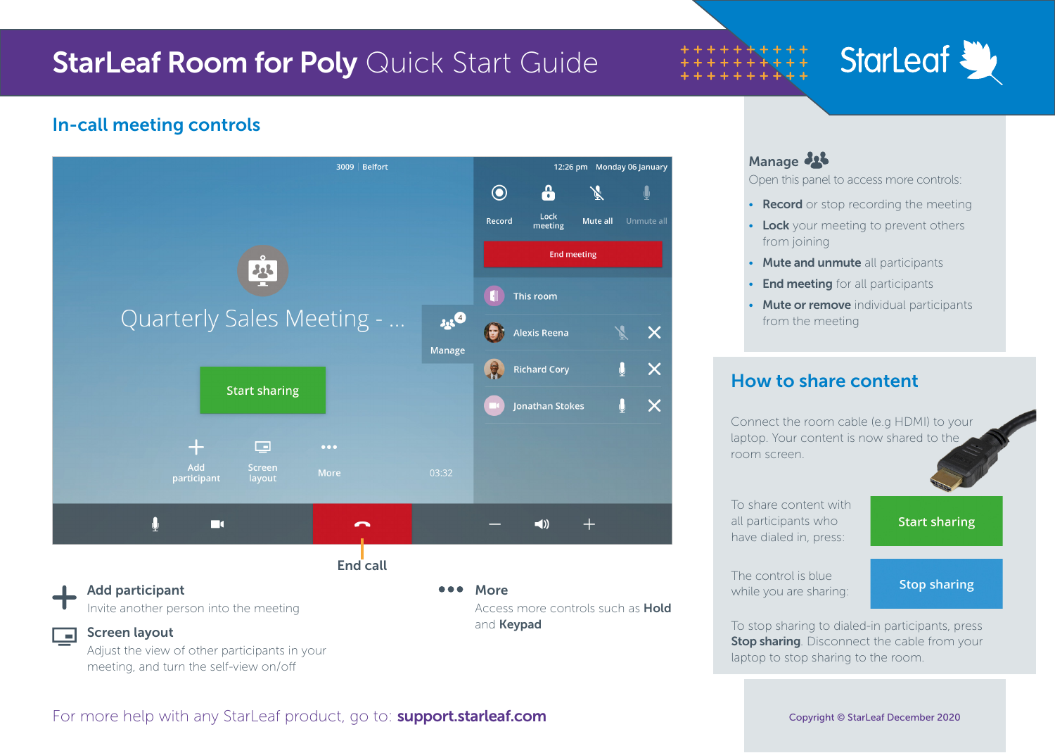# StarLeaf Room for Poly Quick Start Guide

## In-call meeting controls

3009 | Belfort

12:26 pm Monday 06 January

Record

Lock meeting

Mute all

Unmute all

End meeting

This room

Alexis Reena

Richard Cory

Jonathan Stokes

Quarterly Sales Meeting - ...

Manage

Start sharing

Add participant

Screen layout

More

03:32

End call

**Add participant**
Invite another person into the meeting

**Screen layout**
Adjust the view of other participants in your meeting, and turn the self-view on/off

**More**
Access more controls such as **Hold** and **Keypad**

For more help with any StarLeaf product, go to: **support.starleaf.com**

**Manage**
Open this panel to access more controls:

- **Record** or stop recording the meeting
- **Lock** your meeting to prevent others from joining
- **Mute and unmute** all participants
- **End meeting** for all participants
- **Mute or remove** individual participants from the meeting

## How to share content

Connect the room cable (e.g HDMI) to your laptop. Your content is now shared to the room screen.

To share content with all participants who have dialed in, press: **Start sharing**

The control is blue while you are sharing: **Stop sharing**

To stop sharing to dialed-in participants, press **Stop sharing**. Disconnect the cable from your laptop to stop sharing to the room.

Copyright © StarLeaf December 2020